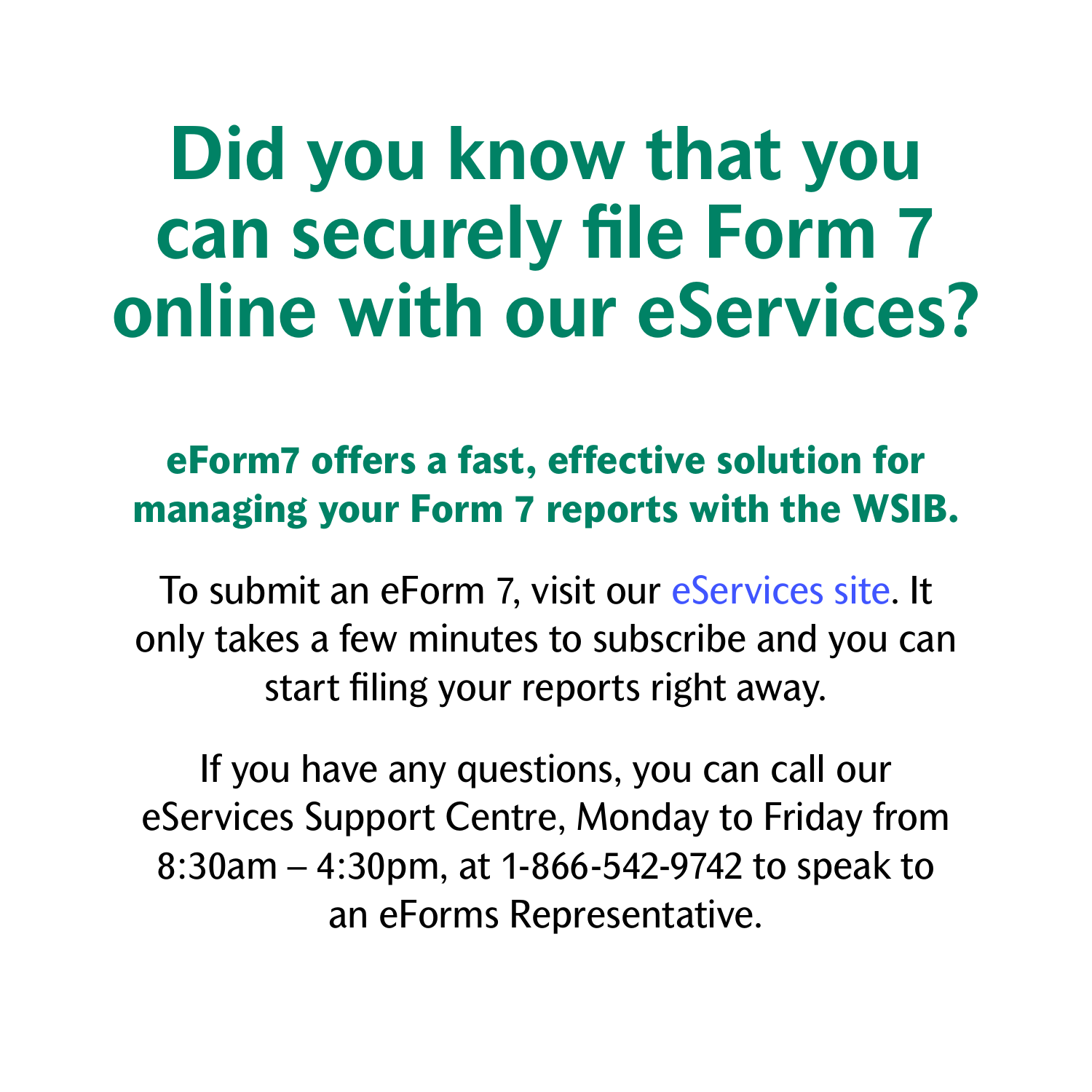# Did you know that you can securely file Form 7 online with our eServices?

## eForm7 offers a fast, effective solution for managing your Form 7 reports with the WSIB.

To submit an eForm 7, visit our eServices site. It only takes a few minutes to subscribe and you can start filing your reports right away.

If you have any questions, you can call our eServices Support Centre, Monday to Friday from 8:30am – 4:30pm, at 1-866-542-9742 to speak to an eForms Representative.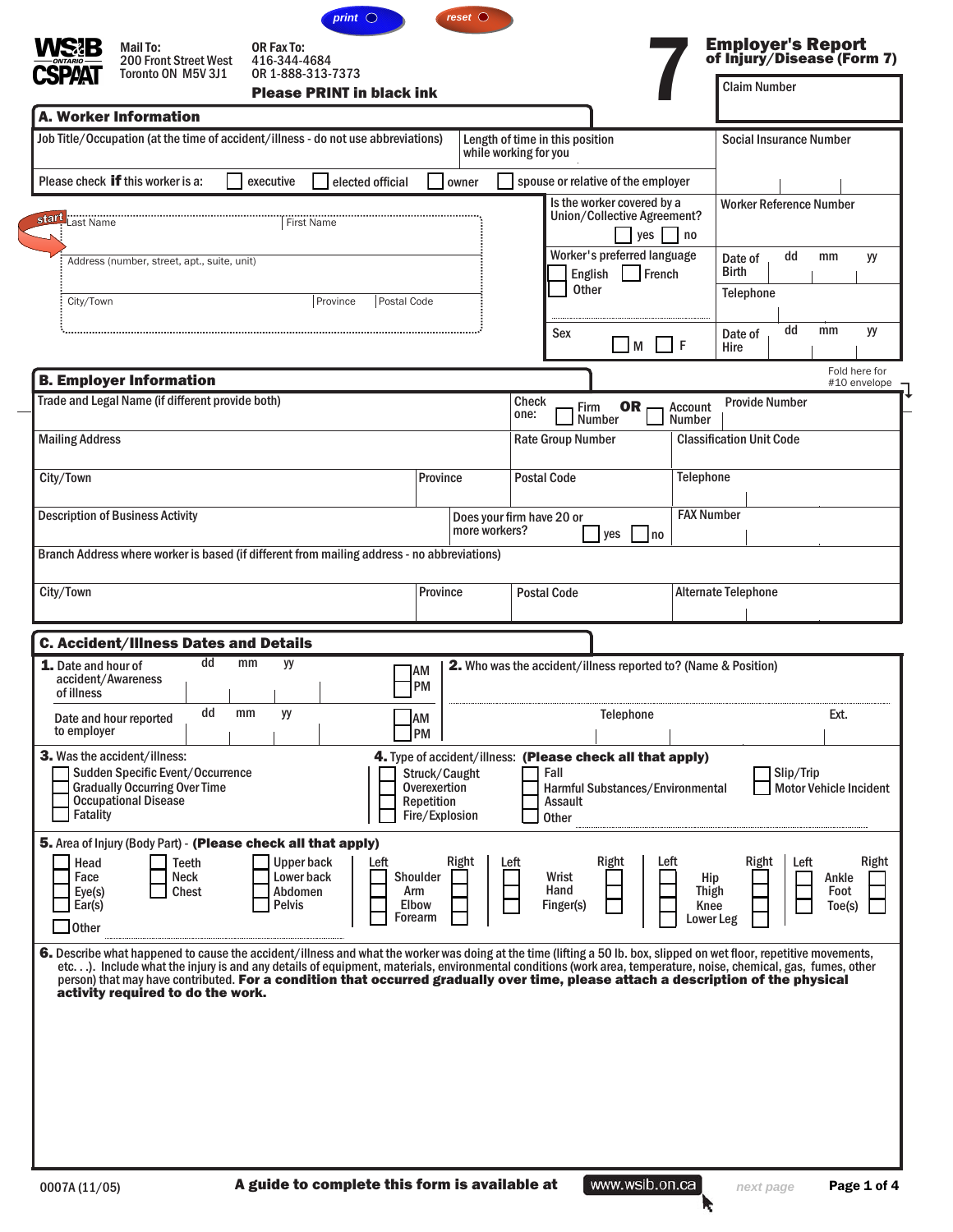print reset

**WSIB ONTARIO CSPAAT**

Mail To:
200 Front Street West
Toronto ON M5V 3J1

OR Fax To:
416-344-4684
OR 1-888-313-7373

**Please PRINT in black ink**

# 7 Employer's Report of Injury/Disease (Form 7)

Claim Number

## A. Worker Information

Job Title/Occupation (at the time of accident/illness - do not use abbreviations)

Length of time in this position while working for you

Social Insurance Number

Please check **if** this worker is a: ☐ executive ☐ elected official ☐ owner ☐ spouse or relative of the employer

start

Last Name | First Name

Address (number, street, apt., suite, unit)

City/Town | Province | Postal Code

Is the worker covered by a Union/Collective Agreement? ☐ yes ☐ no

Worker Reference Number

Worker's preferred language ☐ English ☐ French ☐ Other

Date of Birth dd mm yy

Telephone

Sex ☐ M ☐ F

Date of Hire dd mm yy

Fold here for #10 envelope

## B. Employer Information

Trade and Legal Name (if different provide both)

Check one: ☐ Firm Number **OR** ☐ Account Number

Provide Number

Mailing Address

Rate Group Number

Classification Unit Code

City/Town | Province | Postal Code | Telephone

Description of Business Activity

Does your firm have 20 or more workers? ☐ yes ☐ no

FAX Number

Branch Address where worker is based (if different from mailing address - no abbreviations)

City/Town | Province | Postal Code | Alternate Telephone

## C. Accident/Illness Dates and Details

**1.** Date and hour of accident/Awareness of illness dd mm yy ☐ AM ☐ PM

Date and hour reported to employer dd mm yy ☐ AM ☐ PM

**2.** Who was the accident/illness reported to? (Name & Position)

Telephone Ext.

**3.** Was the accident/illness:
- ☐ Sudden Specific Event/Occurrence
- ☐ Gradually Occurring Over Time
- ☐ Occupational Disease
- ☐ Fatality

**4.** Type of accident/illness: **(Please check all that apply)**
- ☐ Struck/Caught
- ☐ Overexertion
- ☐ Repetition
- ☐ Fire/Explosion
- ☐ Fall
- ☐ Harmful Substances/Environmental
- ☐ Assault
- ☐ Other
- ☐ Slip/Trip
- ☐ Motor Vehicle Incident

**5.** Area of Injury (Body Part) - **(Please check all that apply)**
- ☐ Head ☐ Face ☐ Eye(s) ☐ Ear(s) ☐ Other
- ☐ Teeth ☐ Neck ☐ Chest
- ☐ Upper back ☐ Lower back ☐ Abdomen ☐ Pelvis

| Left | | Right |
|---|---|---|
| ☐ | Shoulder | ☐ |
| ☐ | Arm | ☐ |
| ☐ | Elbow | ☐ |
| ☐ | Forearm | ☐ |
| ☐ | Wrist | ☐ |
| ☐ | Hand | ☐ |
| ☐ | Finger(s) | ☐ |
| ☐ | Hip | ☐ |
| ☐ | Thigh | ☐ |
| ☐ | Knee | ☐ |
| ☐ | Lower Leg | ☐ |
| ☐ | Ankle | ☐ |
| ☐ | Foot | ☐ |
| ☐ | Toe(s) | ☐ |

**6.** Describe what happened to cause the accident/illness and what the worker was doing at the time (lifting a 50 lb. box, slipped on wet floor, repetitive movements, etc. . .). Include what the injury is and any details of equipment, materials, environmental conditions (work area, temperature, noise, chemical, gas, fumes, other person) that may have contributed. **For a condition that occurred gradually over time, please attach a description of the physical activity required to do the work.**

0007A (11/05) **A guide to complete this form is available at** www.wsib.on.ca next page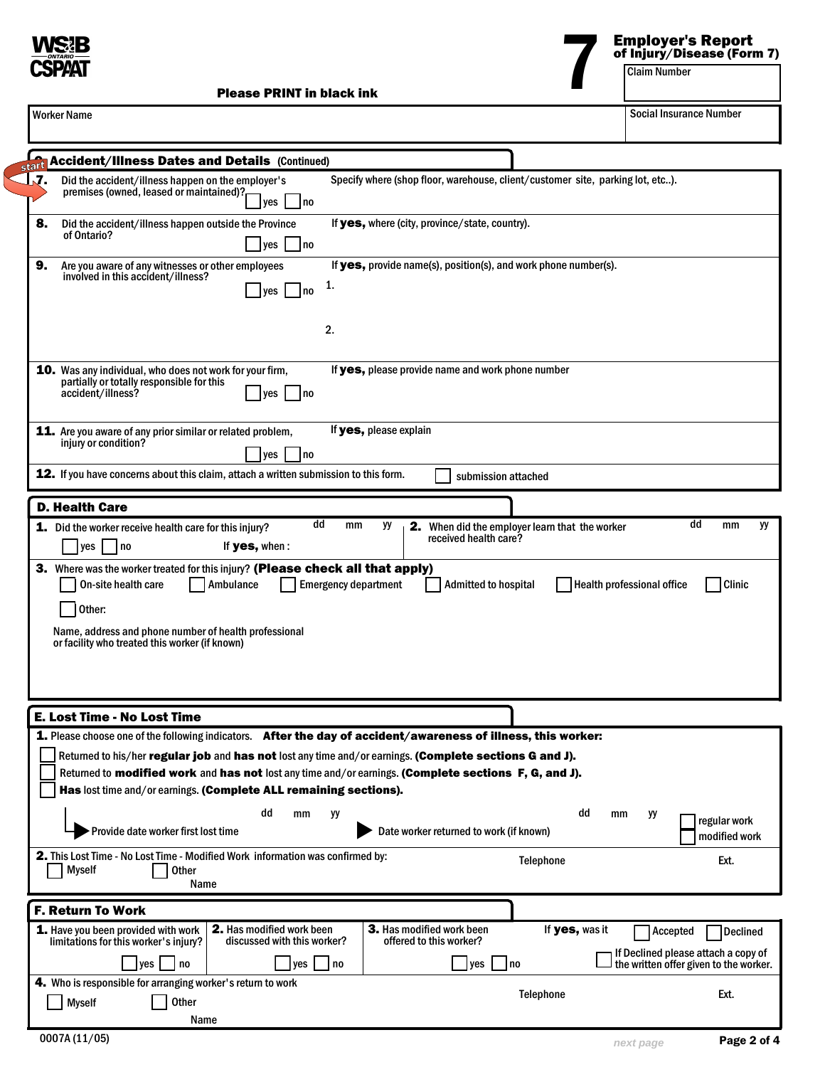**Employer's Report of Injury/Disease (Form 7)**

**7**

Claim Number

**Please PRINT in black ink**

| Worker Name | Social Insurance Number |
|---|---|
| | |

## C. Accident/Illness Dates and Details (Continued)

start

**7.** Did the accident/illness happen on the employer's premises (owned, leased or maintained)? ☐ yes ☐ no

Specify where (shop floor, warehouse, client/customer site, parking lot, etc..).

**8.** Did the accident/illness happen outside the Province of Ontario? ☐ yes ☐ no

If **yes,** where (city, province/state, country).

**9.** Are you aware of any witnesses or other employees involved in this accident/illness? ☐ yes ☐ no

If **yes,** provide name(s), position(s), and work phone number(s).

1.

2.

**10.** Was any individual, who does not work for your firm, partially or totally responsible for this accident/illness? ☐ yes ☐ no

If **yes,** please provide name and work phone number

**11.** Are you aware of any prior similar or related problem, injury or condition? ☐ yes ☐ no

If **yes,** please explain

**12.** If you have concerns about this claim, attach a written submission to this form. ☐ submission attached

## D. Health Care

**1.** Did the worker receive health care for this injury? ☐ yes ☐ no If **yes,** when : dd mm yy

**2.** When did the employer learn that the worker received health care? dd mm yy

**3.** Where was the worker treated for this injury? **(Please check all that apply)**

☐ On-site health care ☐ Ambulance ☐ Emergency department ☐ Admitted to hospital ☐ Health professional office ☐ Clinic

☐ Other:

Name, address and phone number of health professional or facility who treated this worker (if known)

## E. Lost Time - No Lost Time

**1.** Please choose one of the following indicators. **After the day of accident/awareness of illness, this worker:**

☐ Returned to his/her **regular job** and **has not** lost any time and/or earnings. **(Complete sections G and J).**

☐ Returned to **modified work** and **has not** lost any time and/or earnings. **(Complete sections F, G, and J).**

☐ **Has** lost time and/or earnings. **(Complete ALL remaining sections).**

Provide date worker first lost time dd mm yy

Date worker returned to work (if known) dd mm yy ☐ regular work ☐ modified work

**2.** This Lost Time - No Lost Time - Modified Work information was confirmed by:

☐ Myself ☐ Other Name

Telephone Ext.

## F. Return To Work

**1.** Have you been provided with work limitations for this worker's injury? ☐ yes ☐ no

**2.** Has modified work been discussed with this worker? ☐ yes ☐ no

**3.** Has modified work been offered to this worker? ☐ yes ☐ no

If **yes,** was it ☐ Accepted ☐ Declined

☐ If Declined please attach a copy of the written offer given to the worker.

**4.** Who is responsible for arranging worker's return to work

☐ Myself ☐ Other Name

Telephone Ext.

0007A (11/05)

next page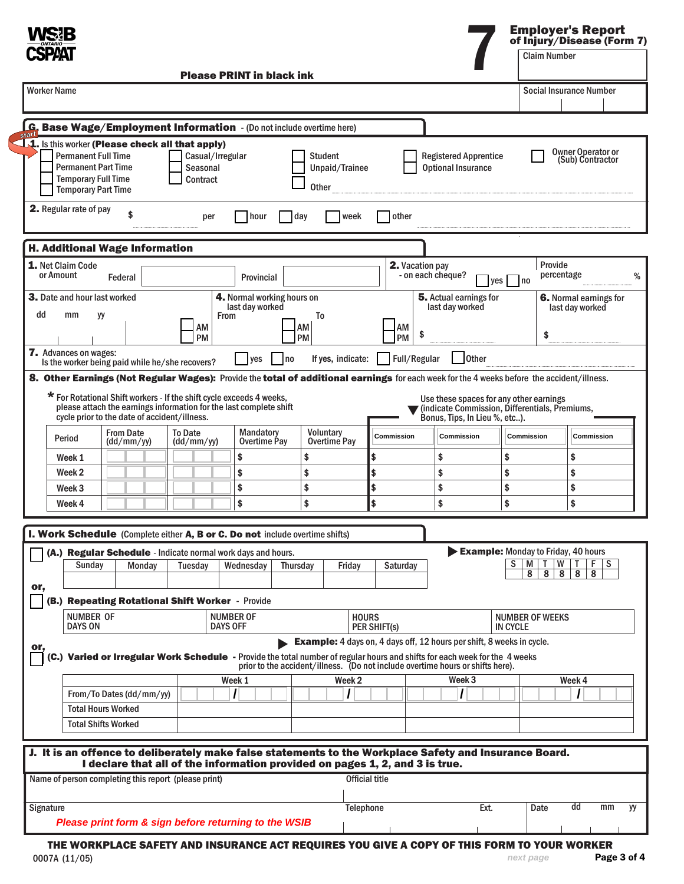# Employer's Report of Injury/Disease (Form 7)

WSIB ONTARIO CSPAAT

Claim Number

**Please PRINT in black ink**

Worker Name | Social Insurance Number

## G. Base Wage/Employment Information - (Do not include overtime here)

**1.** Is this worker **(Please check all that apply)**

- ☐ Permanent Full Time
- ☐ Permanent Part Time
- ☐ Temporary Full Time
- ☐ Temporary Part Time
- ☐ Casual/Irregular
- ☐ Seasonal
- ☐ Contract
- ☐ Student
- ☐ Unpaid/Trainee
- ☐ Other ..........
- ☐ Registered Apprentice
- ☐ Optional Insurance
- ☐ Owner Operator or (Sub) Contractor

**2.** Regular rate of pay $ .......... per ☐ hour ☐ day ☐ week ☐ other ..........

## H. Additional Wage Information

**1.** Net Claim Code or Amount — Federal ________ Provincial ________

**2.** Vacation pay - on each cheque? ☐ yes ☐ no — Provide percentage ______ %

**3.** Date and hour last worked — dd mm yy ☐ AM ☐ PM

**4.** Normal working hours on last day worked — From ☐ AM ☐ PM To ☐ AM ☐ PM

**5.** Actual earnings for last day worked $ ..........

**6.** Normal earnings for last day worked $ ..........

**7.** Advances on wages: Is the worker being paid while he/she recovers? ☐ yes ☐ no — If **yes**, indicate: ☐ Full/Regular ☐ Other ..........

**8. Other Earnings (Not Regular Wages):** Provide the **total of additional earnings** for each week for the 4 weeks before the accident/illness.

\* For Rotational Shift workers - If the shift cycle exceeds 4 weeks, please attach the earnings information for the last complete shift cycle prior to the date of accident/illness.

Use these spaces for any other earnings (indicate Commission, Differentials, Premiums, Bonus, Tips, In Lieu %, etc..).

| Period | From Date (dd/mm/yy) | To Date (dd/mm/yy) | Mandatory Overtime Pay | Voluntary Overtime Pay | Commission | Commission | Commission | Commission |
|---|---|---|---|---|---|---|---|---|
| Week 1 | | | $ | $ | $ | $ | $ | $ |
| Week 2 | | | $ | $ | $ | $ | $ | $ |
| Week 3 | | | $ | $ | $ | $ | $ | $ |
| Week 4 | | | $ | $ | $ | $ | $ | $ |

## I. Work Schedule (Complete either A, B or C. Do not include overtime shifts)

☐ **(A.) Regular Schedule** - Indicate normal work days and hours.

| Sunday | Monday | Tuesday | Wednesday | Thursday | Friday | Saturday |
|---|---|---|---|---|---|---|
| | | | | | | |

**Example:** Monday to Friday, 40 hours

| S | M | T | W | T | F | S |
|---|---|---|---|---|---|---|
| | 8 | 8 | 8 | 8 | 8 | |

**or,**

☐ **(B.) Repeating Rotational Shift Worker** - Provide

| NUMBER OF DAYS ON | NUMBER OF DAYS OFF | HOURS PER SHIFT(S) | NUMBER OF WEEKS IN CYCLE |
|---|---|---|---|
| | | | |

**Example:** 4 days on, 4 days off, 12 hours per shift, 8 weeks in cycle.

**or,**

☐ **(C.) Varied or Irregular Work Schedule** - Provide the total number of regular hours and shifts for each week for the 4 weeks prior to the accident/illness. (Do not include overtime hours or shifts here).

| | Week 1 | Week 2 | Week 3 | Week 4 |
|---|---|---|---|---|
| From/To Dates (dd/mm/yy) | / | / | / | / |
| Total Hours Worked | | | | |
| Total Shifts Worked | | | | |

## J. It is an offence to deliberately make false statements to the Workplace Safety and Insurance Board. I declare that all of the information provided on pages 1, 2, and 3 is true.

Name of person completing this report (please print) | Official title

Signature | Telephone | Ext. | Date dd mm yy

*Please print form & sign before returning to the WSIB*

**THE WORKPLACE SAFETY AND INSURANCE ACT REQUIRES YOU GIVE A COPY OF THIS FORM TO YOUR WORKER**

0007A (11/05)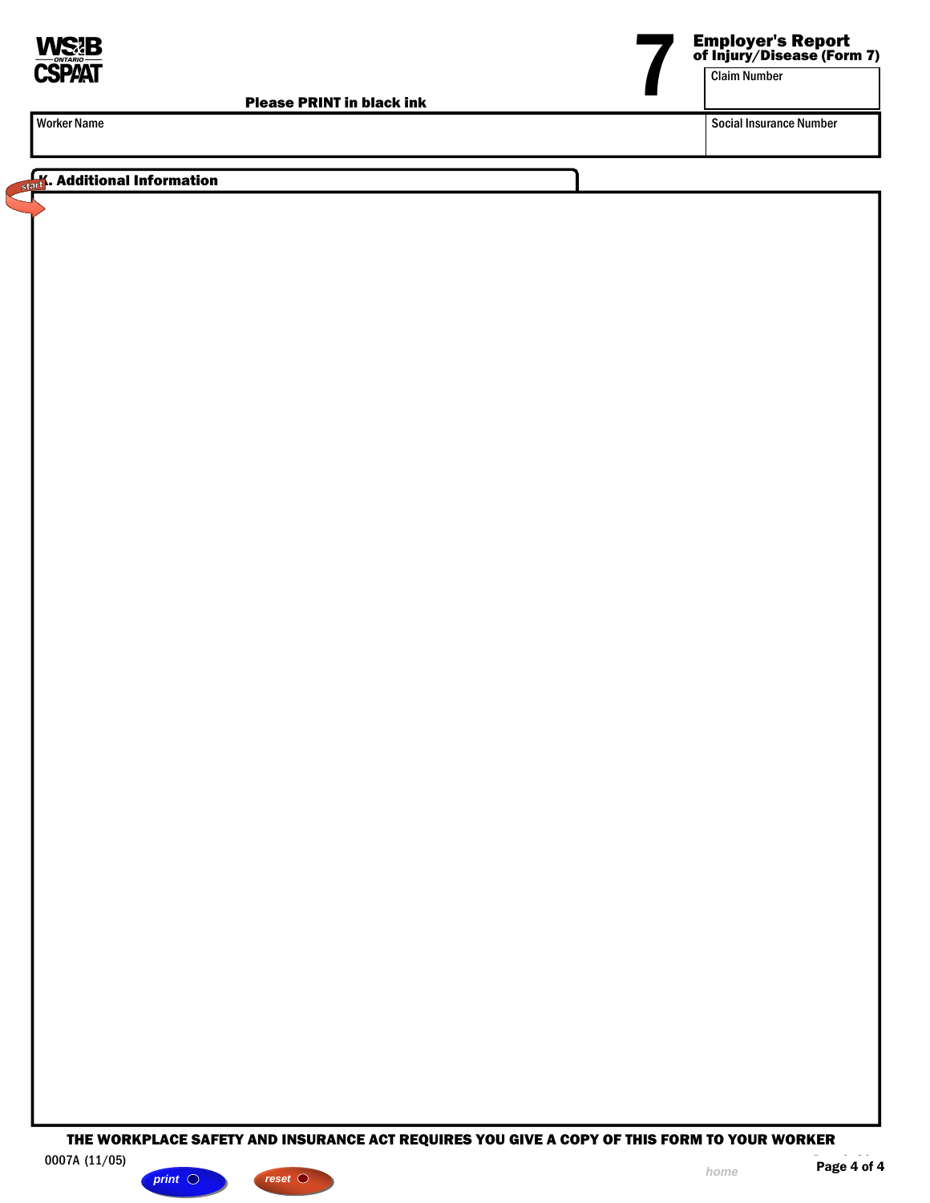# Employer's Report of Injury/Disease (Form 7)

WSIB ONTARIO CSPAAT

**Please PRINT in black ink**

| Claim Number |
|---|
| |

| Worker Name | Social Insurance Number |
|---|---|
| | |

## K. Additional Information

**THE WORKPLACE SAFETY AND INSURANCE ACT REQUIRES YOU GIVE A COPY OF THIS FORM TO YOUR WORKER**

0007A (11/05)